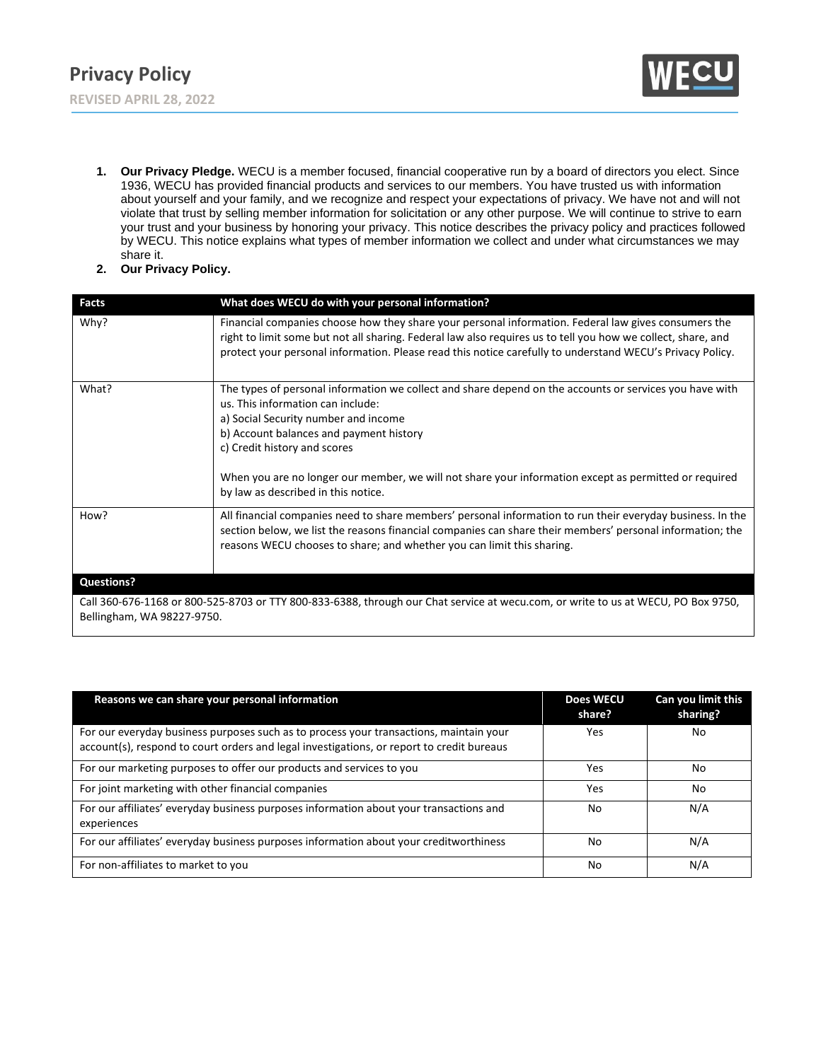# Privacy Policy

**REVISED APRIL 28, 2022**

1. **Our Privacy Pledge.** WECU is a member focused, financial cooperative run by a board of directors you elect. Since 1936, WECU has provided financial products and services to our members. You have trusted us with information about yourself and your family, and we recognize and respect your expectations of privacy. We have not and will not violate that trust by selling member information for solicitation or any other purpose. We will continue to strive to earn your trust and your business by honoring your privacy. This notice describes the privacy policy and practices followed by WECU. This notice explains what types of member information we collect and under what circumstances we may share it.
2. **Our Privacy Policy.**

| **Facts** | **What does WECU do with your personal information?** |
|---|---|
| Why? | Financial companies choose how they share your personal information. Federal law gives consumers the right to limit some but not all sharing. Federal law also requires us to tell you how we collect, share, and protect your personal information. Please read this notice carefully to understand WECU's Privacy Policy. |
| What? | The types of personal information we collect and share depend on the accounts or services you have with us. This information can include:<br>a) Social Security number and income<br>b) Account balances and payment history<br>c) Credit history and scores<br><br>When you are no longer our member, we will not share your information except as permitted or required by law as described in this notice. |
| How? | All financial companies need to share members' personal information to run their everyday business. In the section below, we list the reasons financial companies can share their members' personal information; the reasons WECU chooses to share; and whether you can limit this sharing. |

**Questions?**

Call 360-676-1168 or 800-525-8703 or TTY 800-833-6388, through our Chat service at wecu.com, or write to us at WECU, PO Box 9750, Bellingham, WA 98227-9750.

| **Reasons we can share your personal information** | **Does WECU share?** | **Can you limit this sharing?** |
|---|---|---|
| For our everyday business purposes such as to process your transactions, maintain your account(s), respond to court orders and legal investigations, or report to credit bureaus | Yes | No |
| For our marketing purposes to offer our products and services to you | Yes | No |
| For joint marketing with other financial companies | Yes | No |
| For our affiliates' everyday business purposes information about your transactions and experiences | No | N/A |
| For our affiliates' everyday business purposes information about your creditworthiness | No | N/A |
| For non-affiliates to market to you | No | N/A |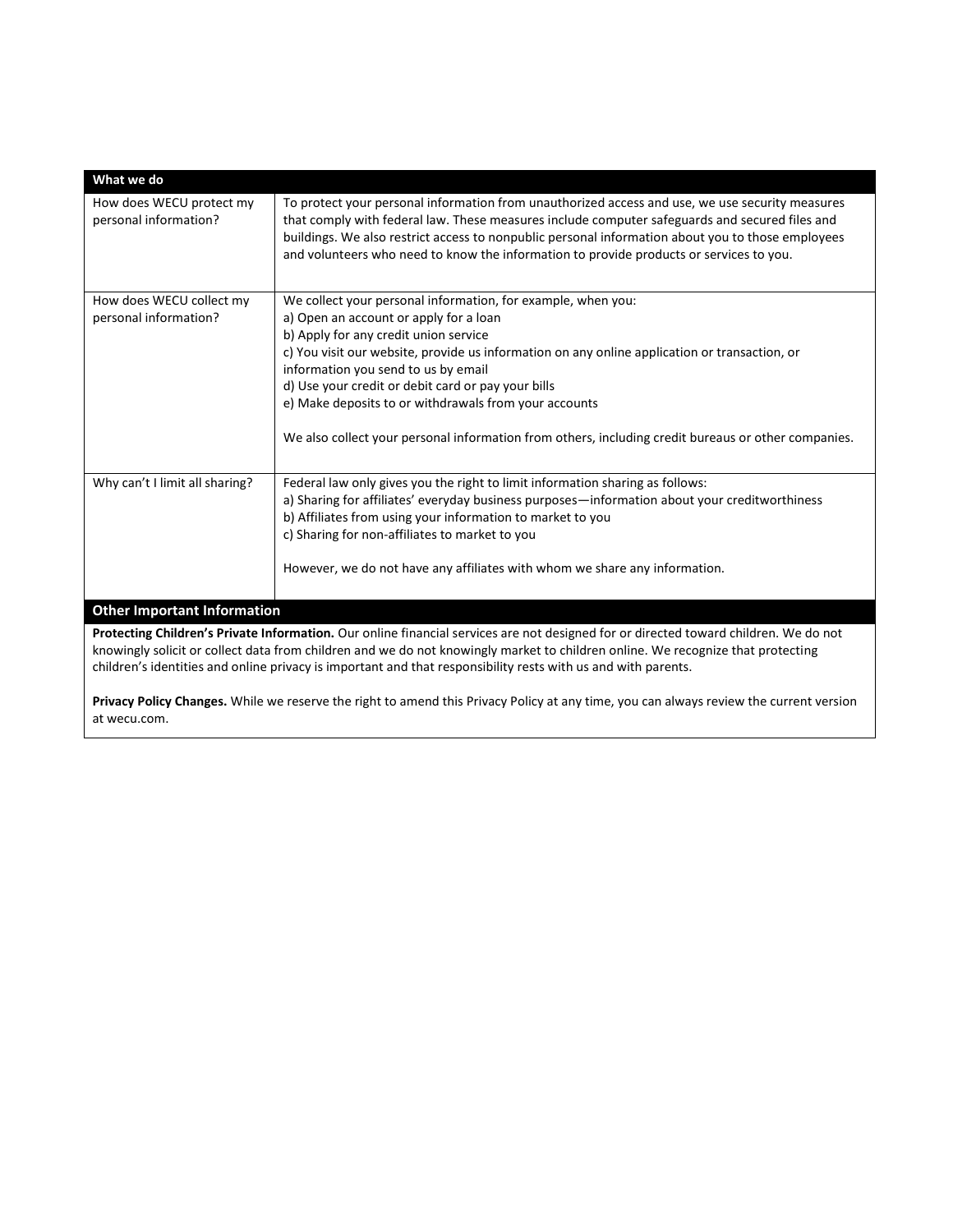| What we do | |
|---|---|
| How does WECU protect my personal information? | To protect your personal information from unauthorized access and use, we use security measures that comply with federal law. These measures include computer safeguards and secured files and buildings. We also restrict access to nonpublic personal information about you to those employees and volunteers who need to know the information to provide products or services to you. |
| How does WECU collect my personal information? | We collect your personal information, for example, when you:<br>a) Open an account or apply for a loan<br>b) Apply for any credit union service<br>c) You visit our website, provide us information on any online application or transaction, or information you send to us by email<br>d) Use your credit or debit card or pay your bills<br>e) Make deposits to or withdrawals from your accounts<br><br>We also collect your personal information from others, including credit bureaus or other companies. |
| Why can't I limit all sharing? | Federal law only gives you the right to limit information sharing as follows:<br>a) Sharing for affiliates' everyday business purposes—information about your creditworthiness<br>b) Affiliates from using your information to market to you<br>c) Sharing for non-affiliates to market to you<br><br>However, we do not have any affiliates with whom we share any information. |

## Other Important Information

**Protecting Children's Private Information.** Our online financial services are not designed for or directed toward children. We do not knowingly solicit or collect data from children and we do not knowingly market to children online. We recognize that protecting children's identities and online privacy is important and that responsibility rests with us and with parents.

**Privacy Policy Changes.** While we reserve the right to amend this Privacy Policy at any time, you can always review the current version at wecu.com.